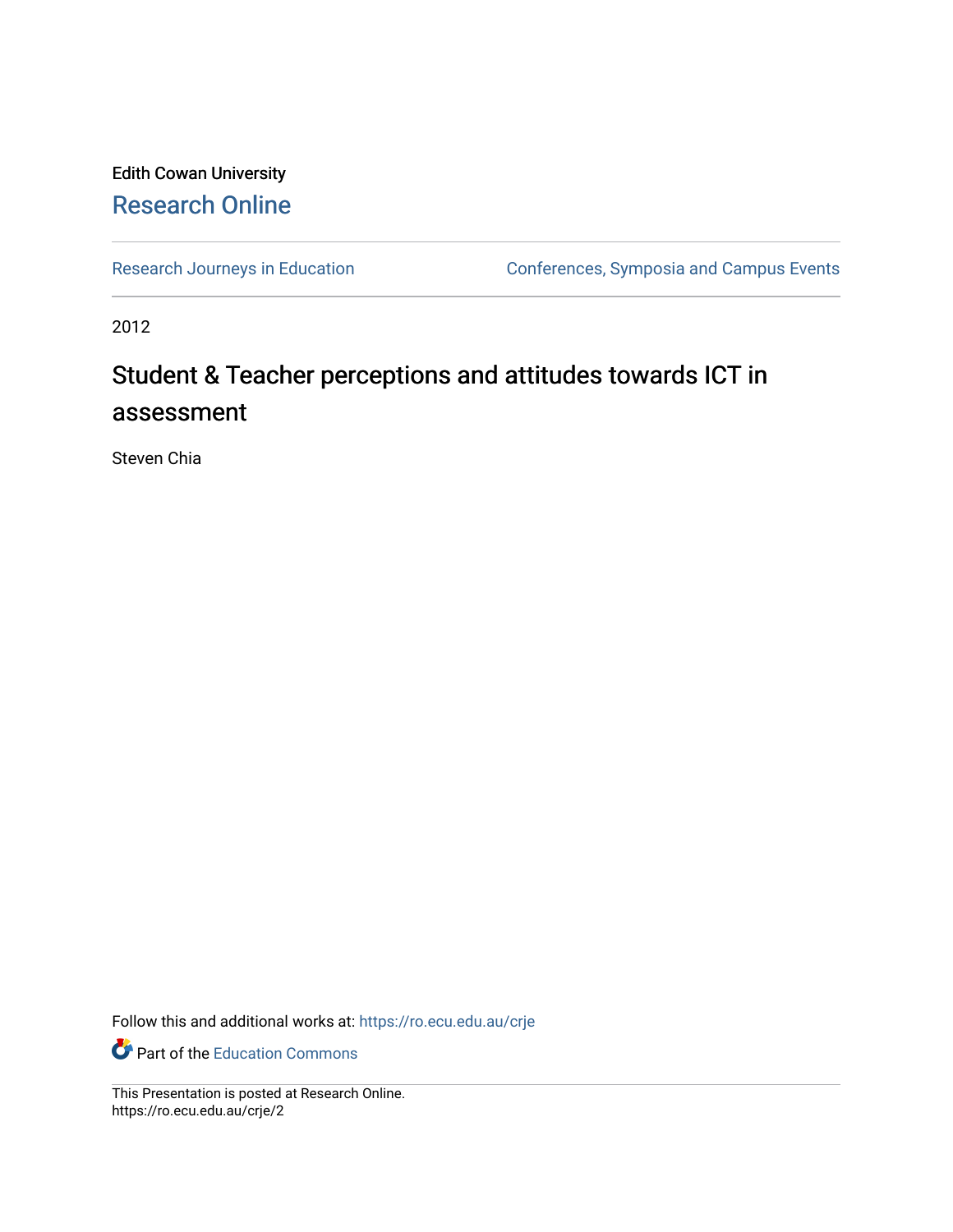Edith Cowan University

Research Online

Research Journeys in Education

Conferences, Symposia and Campus Events

2012

# Student & Teacher perceptions and attitudes towards ICT in assessment

Steven Chia

Follow this and additional works at: https://ro.ecu.edu.au/crje

Part of the Education Commons

This Presentation is posted at Research Online.
https://ro.ecu.edu.au/crje/2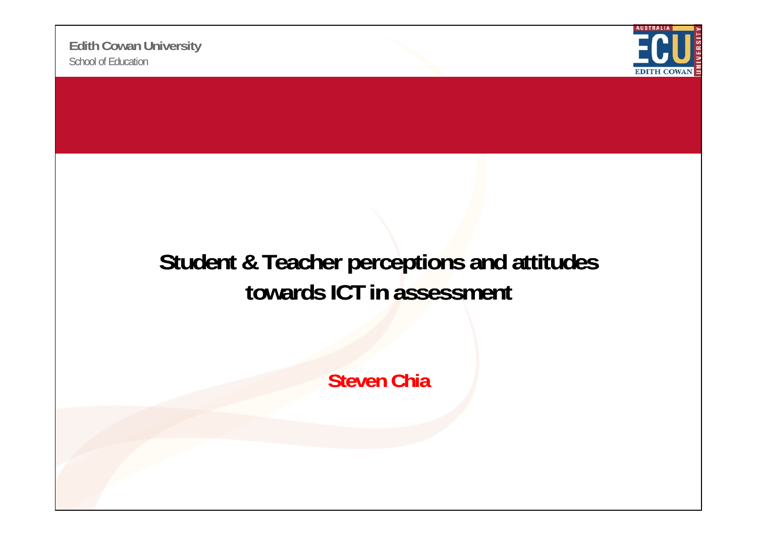Edith Cowan University
School of Education

# Student & Teacher perceptions and attitudes towards ICT in assessment

**Steven Chia**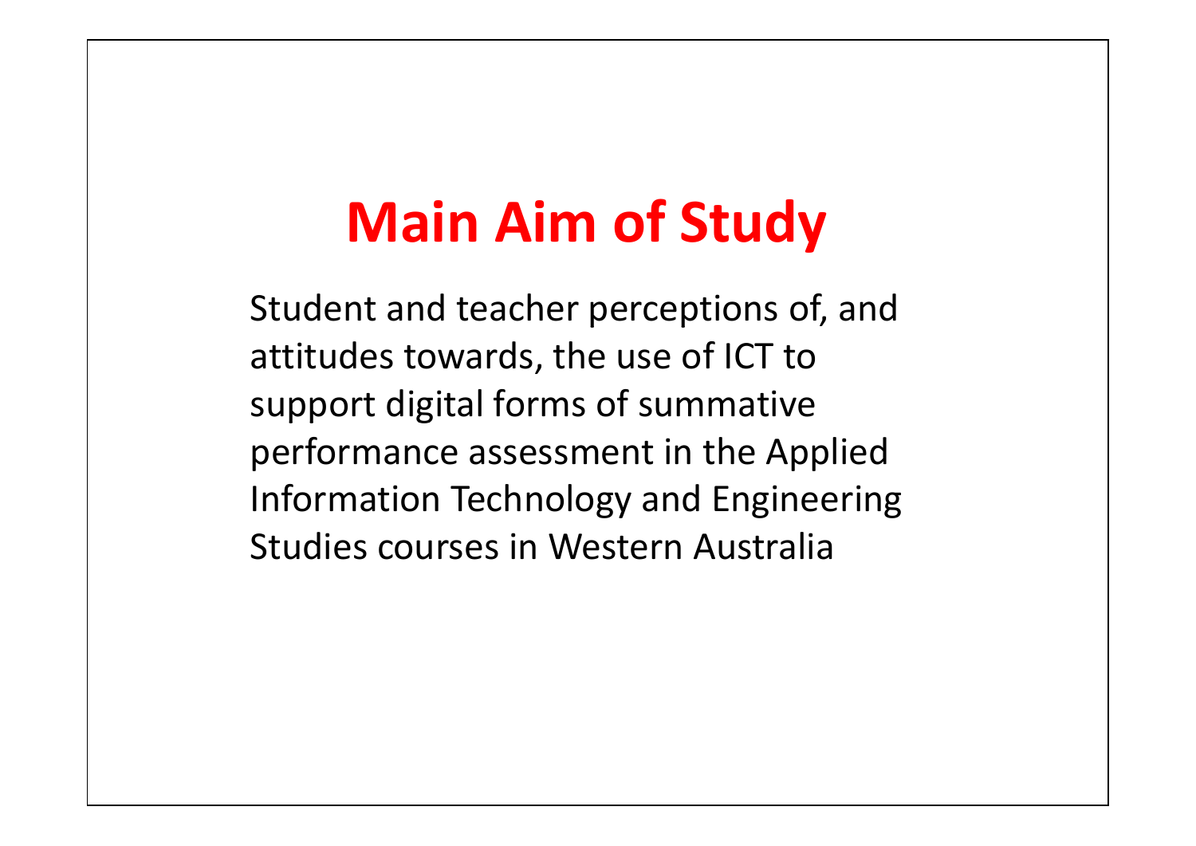# Main Aim of Study

Student and teacher perceptions of, and attitudes towards, the use of ICT to support digital forms of summative performance assessment in the Applied Information Technology and Engineering Studies courses in Western Australia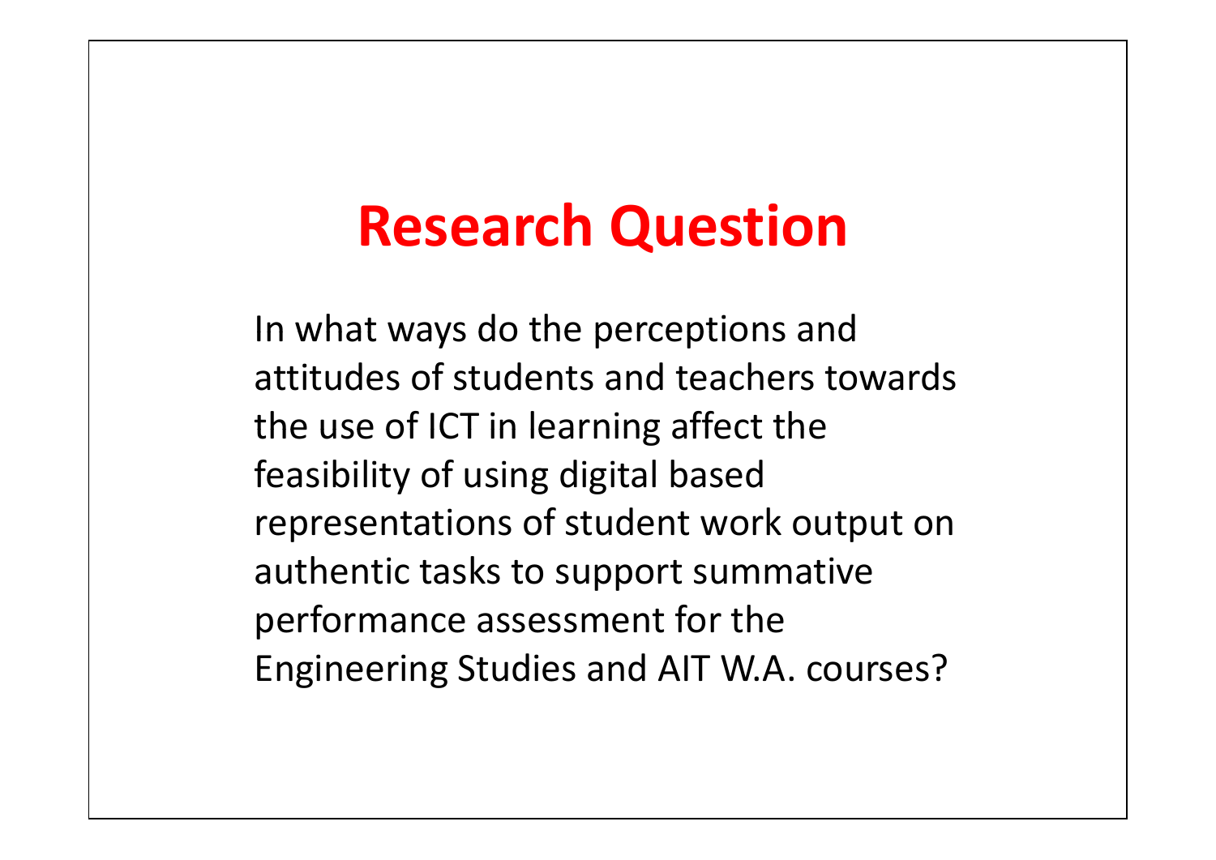# Research Question

In what ways do the perceptions and attitudes of students and teachers towards the use of ICT in learning affect the feasibility of using digital based representations of student work output on authentic tasks to support summative performance assessment for the Engineering Studies and AIT W.A. courses?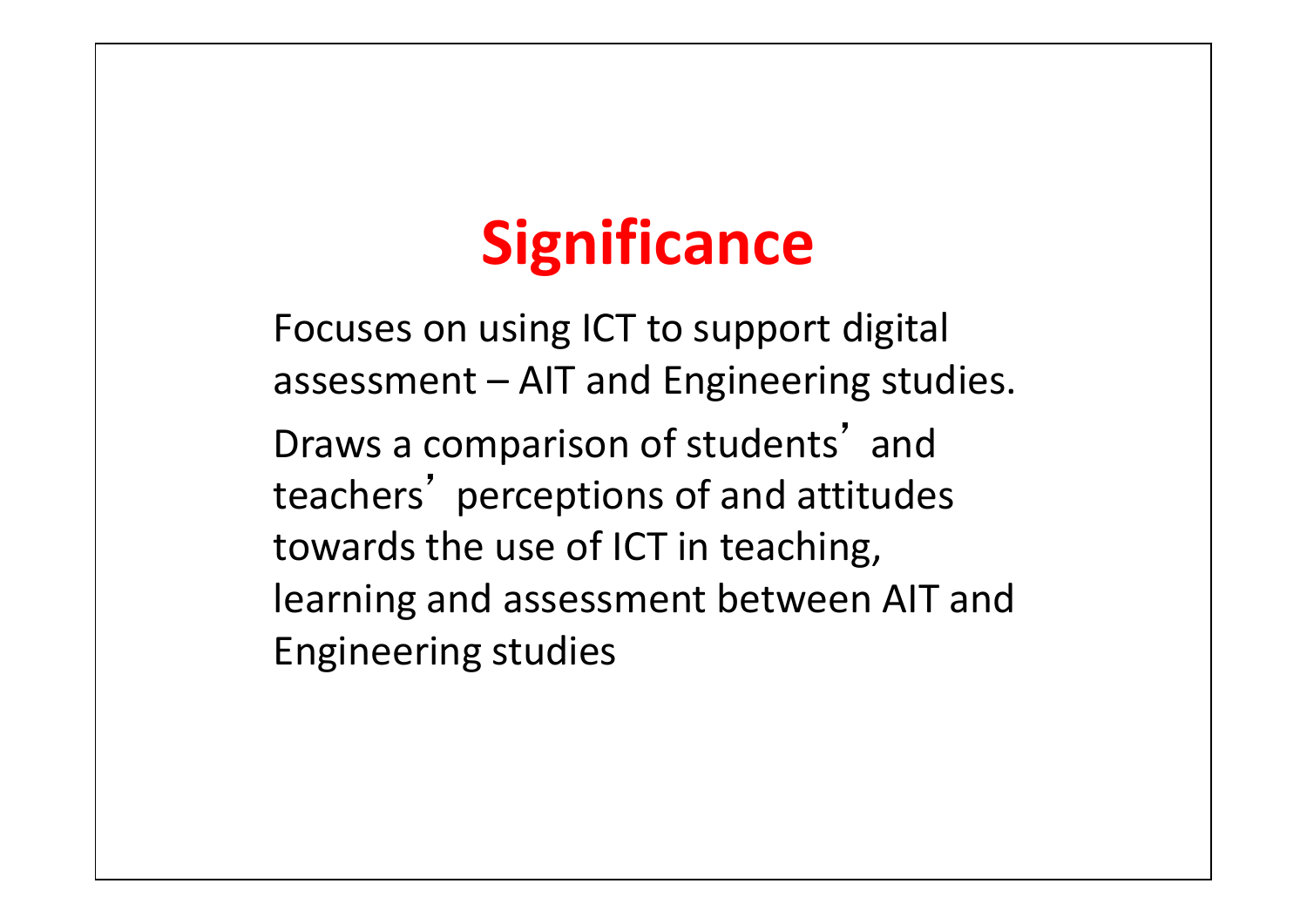# Significance

Focuses on using ICT to support digital assessment – AIT and Engineering studies.

Draws a comparison of students' and teachers' perceptions of and attitudes towards the use of ICT in teaching, learning and assessment between AIT and Engineering studies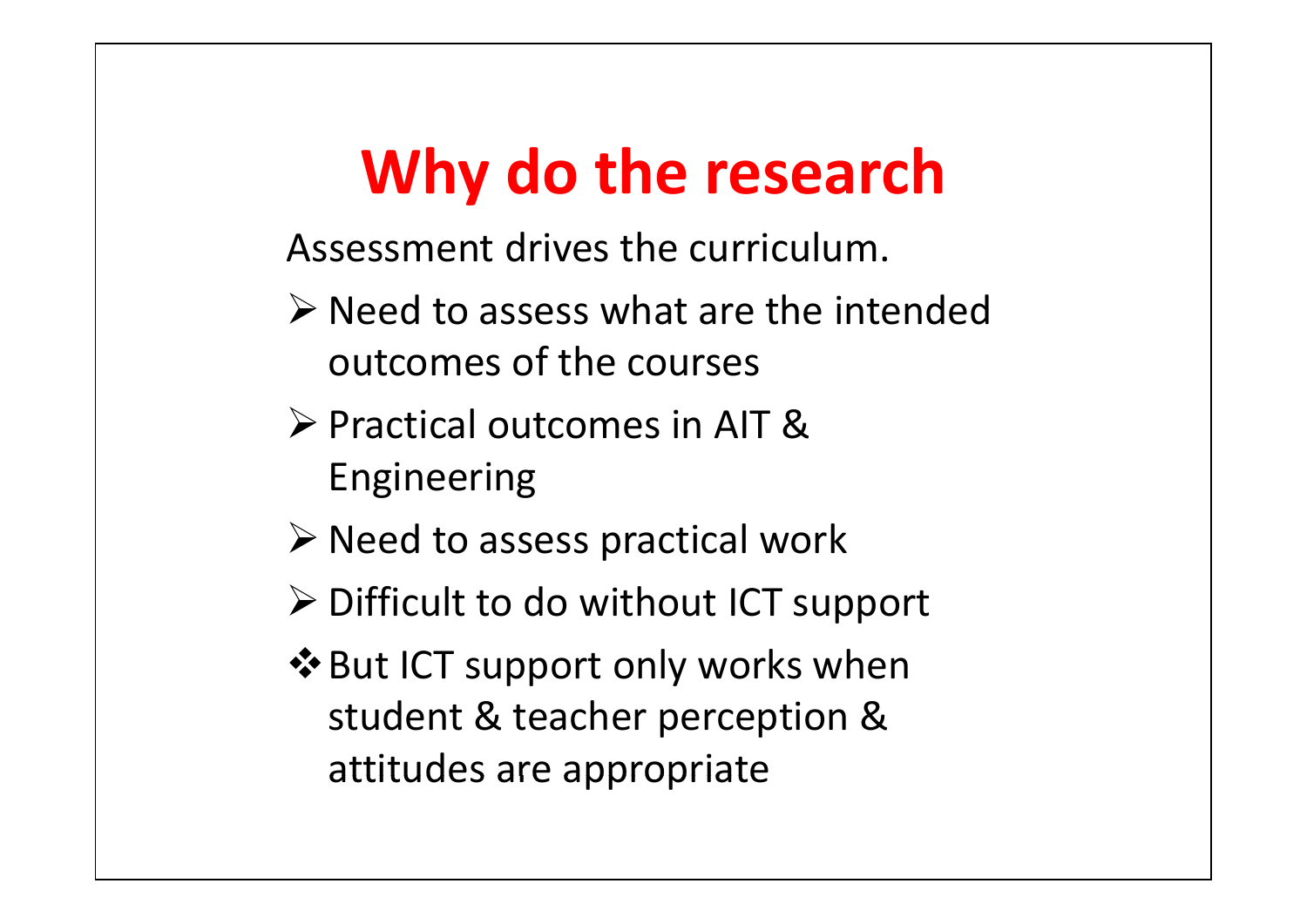# Why do the research

Assessment drives the curriculum.

- Need to assess what are the intended outcomes of the courses
- Practical outcomes in AIT & Engineering
- Need to assess practical work
- Difficult to do without ICT support
- But ICT support only works when student & teacher perception & attitudes are appropriate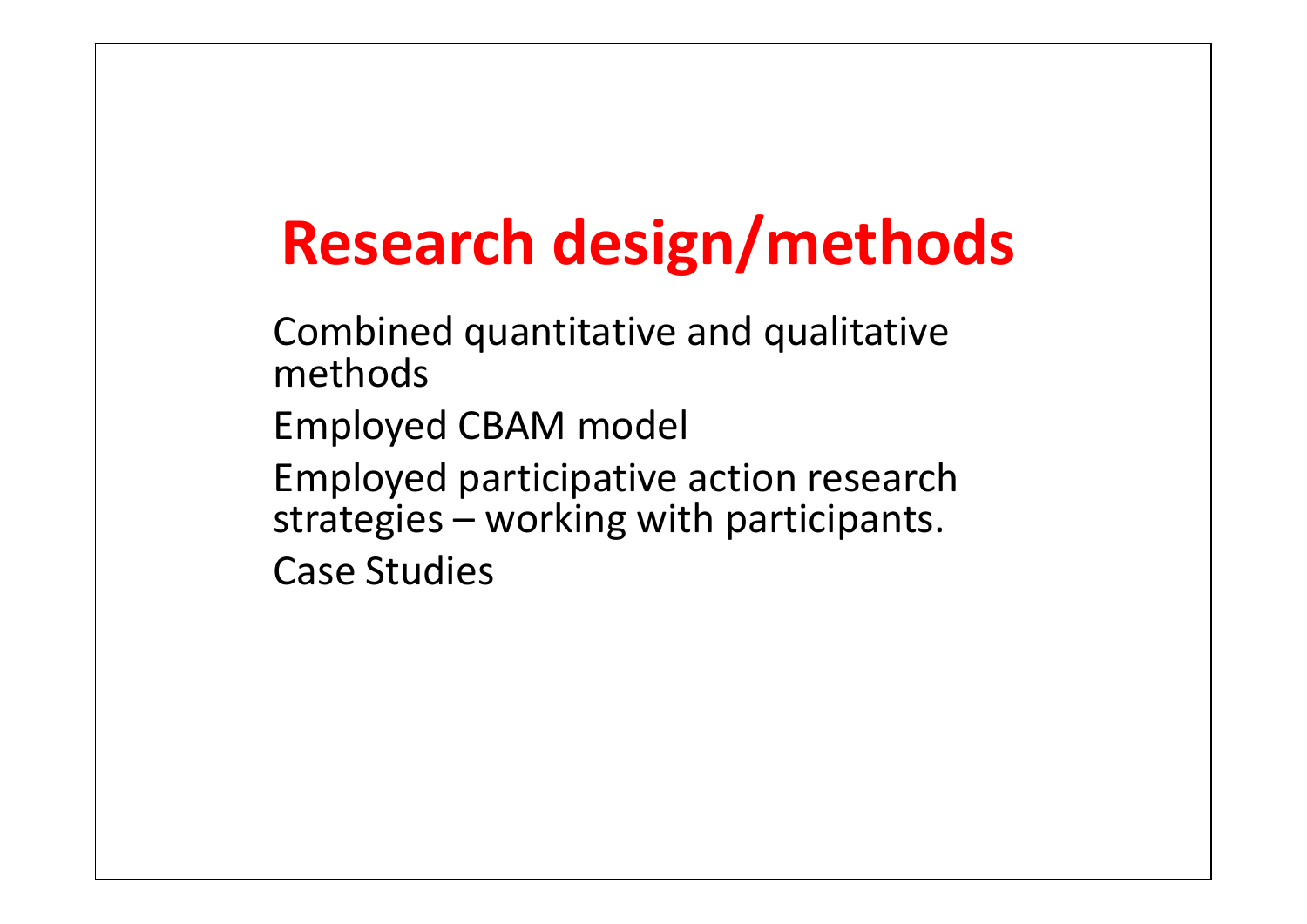# Research design/methods

Combined quantitative and qualitative methods

Employed CBAM model

Employed participative action research strategies – working with participants.

Case Studies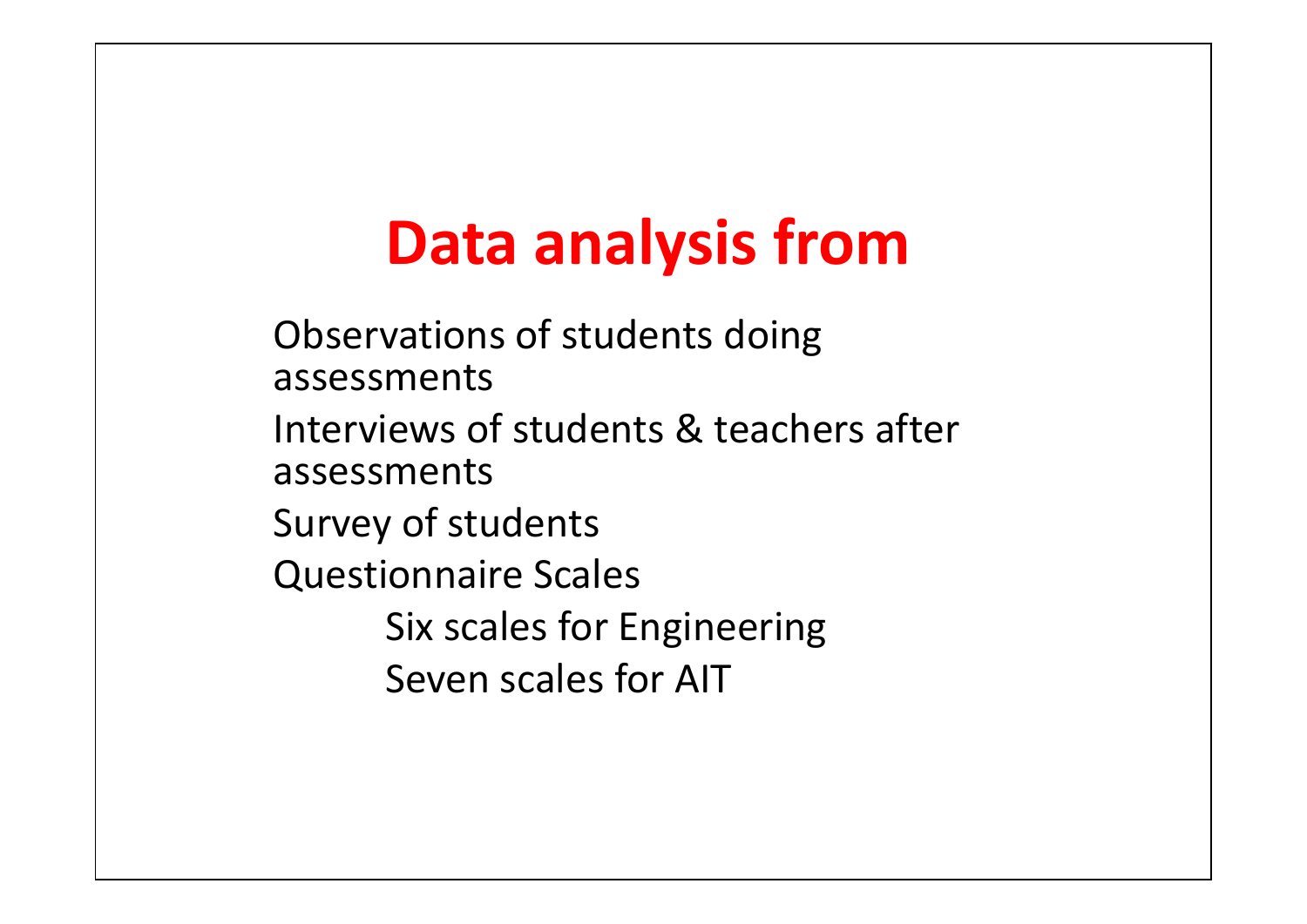# Data analysis from

Observations of students doing assessments

Interviews of students & teachers after assessments

Survey of students

Questionnaire Scales

- Six scales for Engineering
- Seven scales for AIT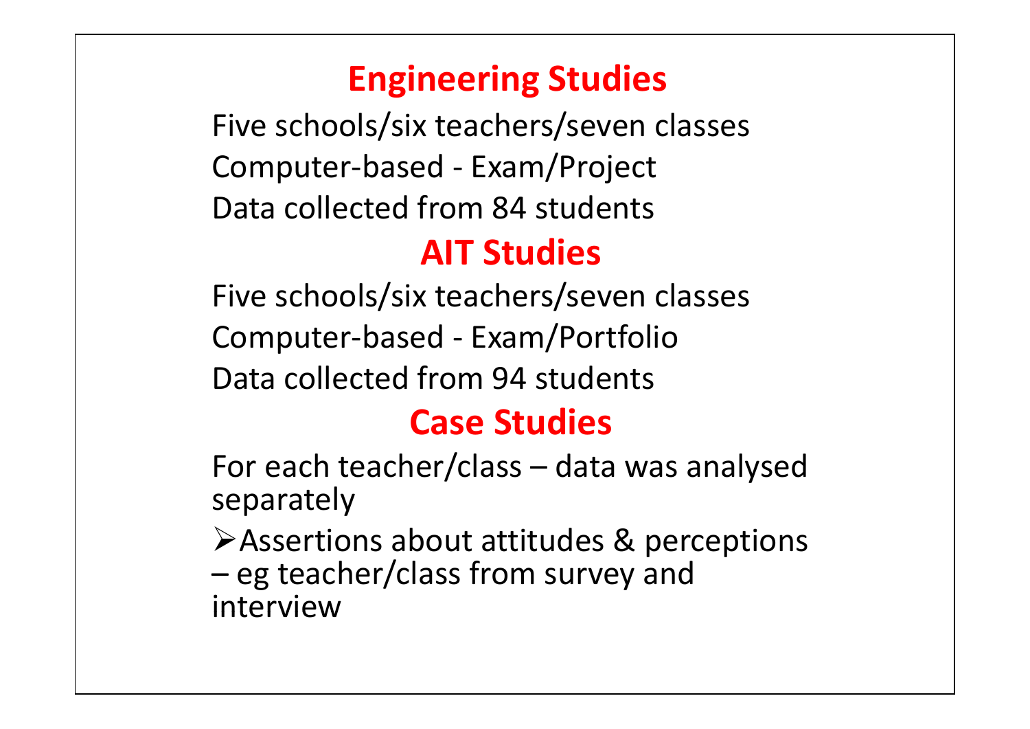## Engineering Studies

Five schools/six teachers/seven classes

Computer-based - Exam/Project

Data collected from 84 students

## AIT Studies

Five schools/six teachers/seven classes

Computer-based - Exam/Portfolio

Data collected from 94 students

## Case Studies

For each teacher/class – data was analysed separately

- Assertions about attitudes & perceptions – eg teacher/class from survey and interview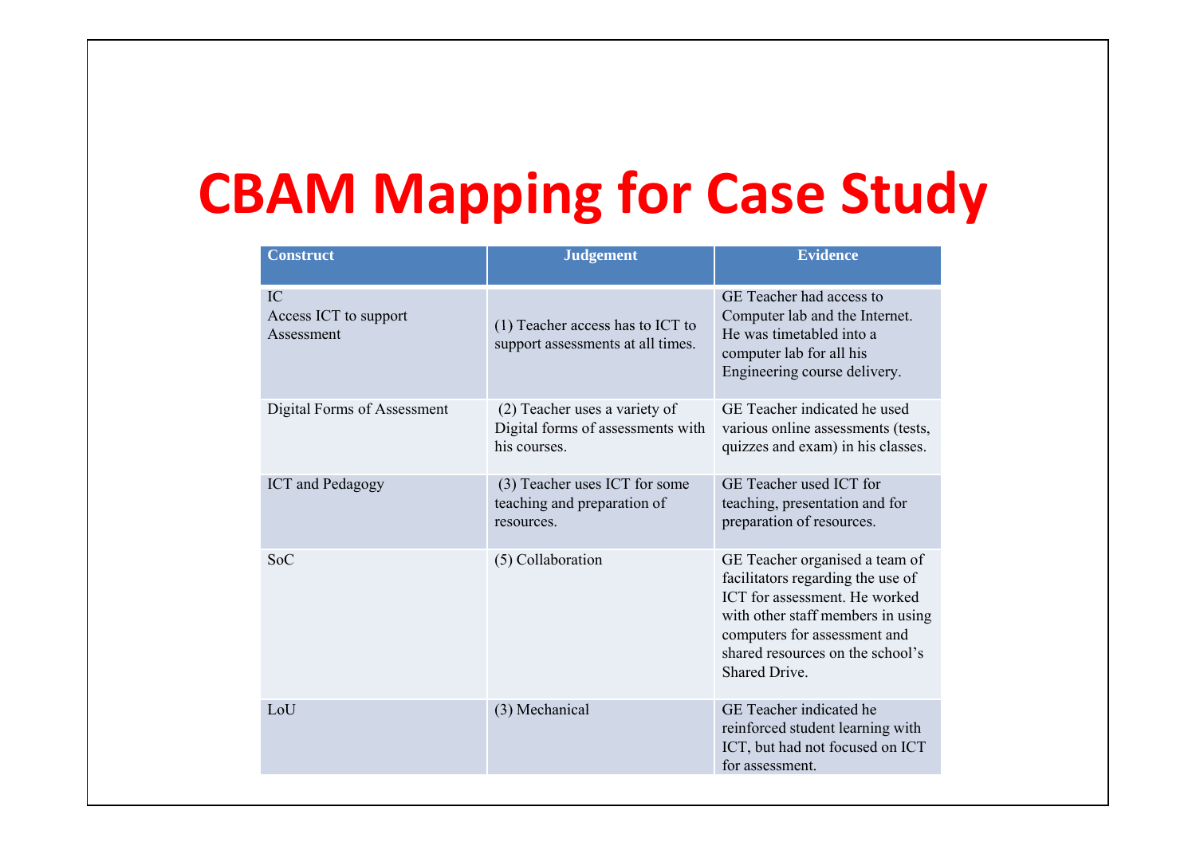# CBAM Mapping for Case Study

| Construct | Judgement | Evidence |
|---|---|---|
| IC<br>Access ICT to support Assessment | (1) Teacher access has to ICT to support assessments at all times. | GE Teacher had access to Computer lab and the Internet. He was timetabled into a computer lab for all his Engineering course delivery. |
| Digital Forms of Assessment | (2) Teacher uses a variety of Digital forms of assessments with his courses. | GE Teacher indicated he used various online assessments (tests, quizzes and exam) in his classes. |
| ICT and Pedagogy | (3) Teacher uses ICT for some teaching and preparation of resources. | GE Teacher used ICT for teaching, presentation and for preparation of resources. |
| SoC | (5) Collaboration | GE Teacher organised a team of facilitators regarding the use of ICT for assessment. He worked with other staff members in using computers for assessment and shared resources on the school's Shared Drive. |
| LoU | (3) Mechanical | GE Teacher indicated he reinforced student learning with ICT, but had not focused on ICT for assessment. |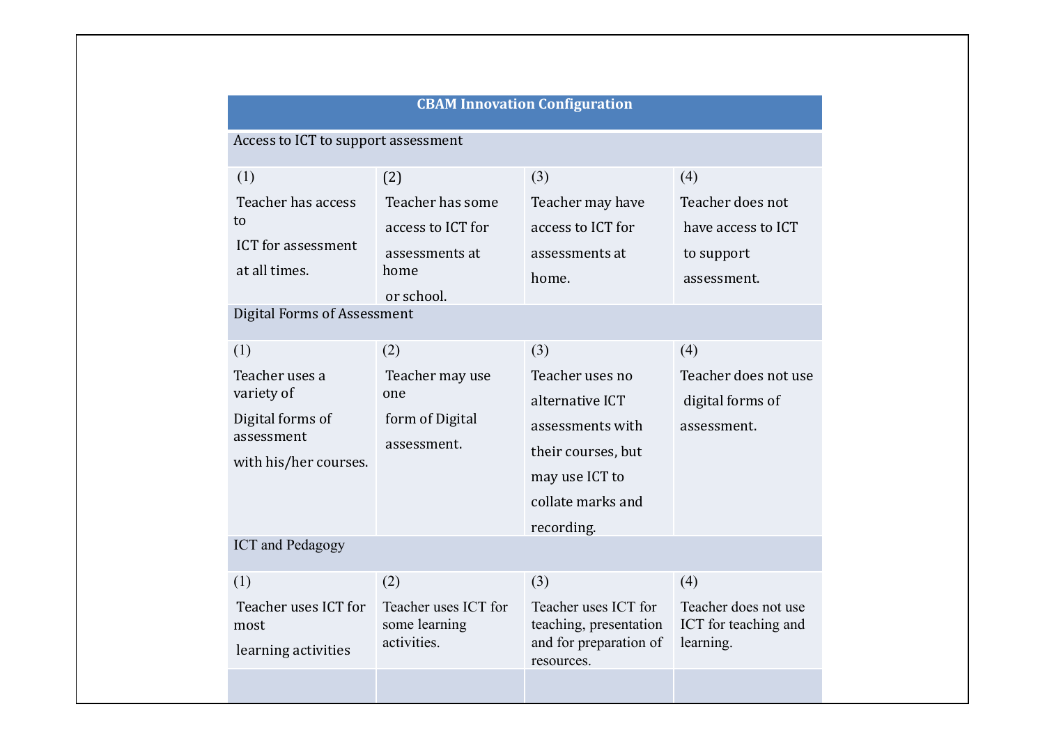| CBAM Innovation Configuration | | | |
|---|---|---|---|
| Access to ICT to support assessment | | | |
| (1) Teacher has access to ICT for assessment at all times. | (2) Teacher has some access to ICT for assessments at home or school. | (3) Teacher may have access to ICT for assessments at home. | (4) Teacher does not have access to ICT to support assessment. |
| Digital Forms of Assessment | | | |
| (1) Teacher uses a variety of Digital forms of assessment with his/her courses. | (2) Teacher may use one form of Digital assessment. | (3) Teacher uses no alternative ICT assessments with their courses, but may use ICT to collate marks and recording. | (4) Teacher does not use digital forms of assessment. |
| ICT and Pedagogy | | | |
| (1) Teacher uses ICT for most learning activities | (2) Teacher uses ICT for some learning activities. | (3) Teacher uses ICT for teaching, presentation and for preparation of resources. | (4) Teacher does not use ICT for teaching and learning. |
| | | | |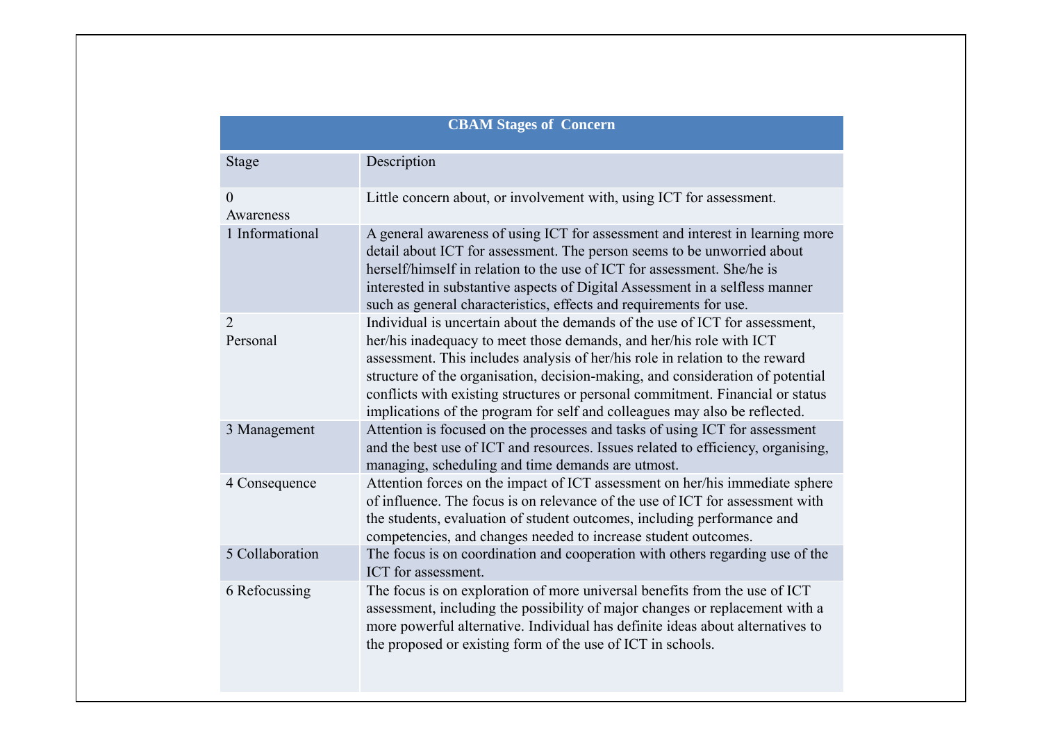| CBAM Stages of Concern | |
|---|---|
| Stage | Description |
| 0 Awareness | Little concern about, or involvement with, using ICT for assessment. |
| 1 Informational | A general awareness of using ICT for assessment and interest in learning more detail about ICT for assessment. The person seems to be unworried about herself/himself in relation to the use of ICT for assessment. She/he is interested in substantive aspects of Digital Assessment in a selfless manner such as general characteristics, effects and requirements for use. |
| 2 Personal | Individual is uncertain about the demands of the use of ICT for assessment, her/his inadequacy to meet those demands, and her/his role with ICT assessment. This includes analysis of her/his role in relation to the reward structure of the organisation, decision-making, and consideration of potential conflicts with existing structures or personal commitment. Financial or status implications of the program for self and colleagues may also be reflected. |
| 3 Management | Attention is focused on the processes and tasks of using ICT for assessment and the best use of ICT and resources. Issues related to efficiency, organising, managing, scheduling and time demands are utmost. |
| 4 Consequence | Attention forces on the impact of ICT assessment on her/his immediate sphere of influence. The focus is on relevance of the use of ICT for assessment with the students, evaluation of student outcomes, including performance and competencies, and changes needed to increase student outcomes. |
| 5 Collaboration | The focus is on coordination and cooperation with others regarding use of the ICT for assessment. |
| 6 Refocussing | The focus is on exploration of more universal benefits from the use of ICT assessment, including the possibility of major changes or replacement with a more powerful alternative. Individual has definite ideas about alternatives to the proposed or existing form of the use of ICT in schools. |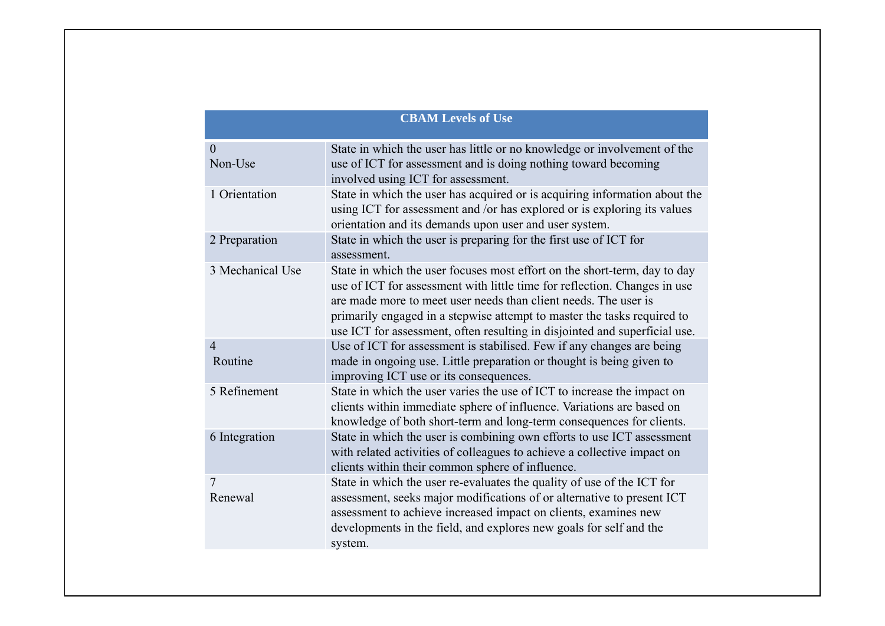| CBAM Levels of Use | |
|---|---|
| 0 Non-Use | State in which the user has little or no knowledge or involvement of the use of ICT for assessment and is doing nothing toward becoming involved using ICT for assessment. |
| 1 Orientation | State in which the user has acquired or is acquiring information about the using ICT for assessment and /or has explored or is exploring its values orientation and its demands upon user and user system. |
| 2 Preparation | State in which the user is preparing for the first use of ICT for assessment. |
| 3 Mechanical Use | State in which the user focuses most effort on the short-term, day to day use of ICT for assessment with little time for reflection. Changes in use are made more to meet user needs than client needs. The user is primarily engaged in a stepwise attempt to master the tasks required to use ICT for assessment, often resulting in disjointed and superficial use. |
| 4 Routine | Use of ICT for assessment is stabilised. Few if any changes are being made in ongoing use. Little preparation or thought is being given to improving ICT use or its consequences. |
| 5 Refinement | State in which the user varies the use of ICT to increase the impact on clients within immediate sphere of influence. Variations are based on knowledge of both short-term and long-term consequences for clients. |
| 6 Integration | State in which the user is combining own efforts to use ICT assessment with related activities of colleagues to achieve a collective impact on clients within their common sphere of influence. |
| 7 Renewal | State in which the user re-evaluates the quality of use of the ICT for assessment, seeks major modifications of or alternative to present ICT assessment to achieve increased impact on clients, examines new developments in the field, and explores new goals for self and the system. |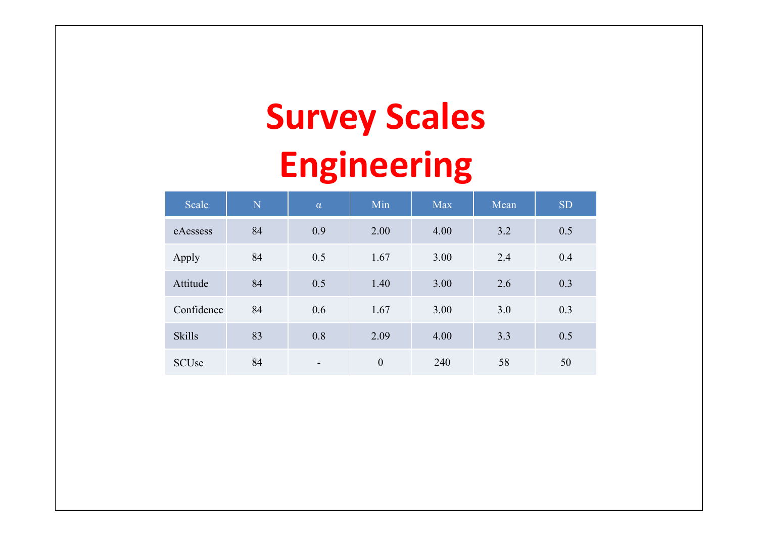# Survey Scales
# Engineering

| Scale | N | α | Min | Max | Mean | SD |
| --- | --- | --- | --- | --- | --- | --- |
| eAessess | 84 | 0.9 | 2.00 | 4.00 | 3.2 | 0.5 |
| Apply | 84 | 0.5 | 1.67 | 3.00 | 2.4 | 0.4 |
| Attitude | 84 | 0.5 | 1.40 | 3.00 | 2.6 | 0.3 |
| Confidence | 84 | 0.6 | 1.67 | 3.00 | 3.0 | 0.3 |
| Skills | 83 | 0.8 | 2.09 | 4.00 | 3.3 | 0.5 |
| SCUse | 84 | - | 0 | 240 | 58 | 50 |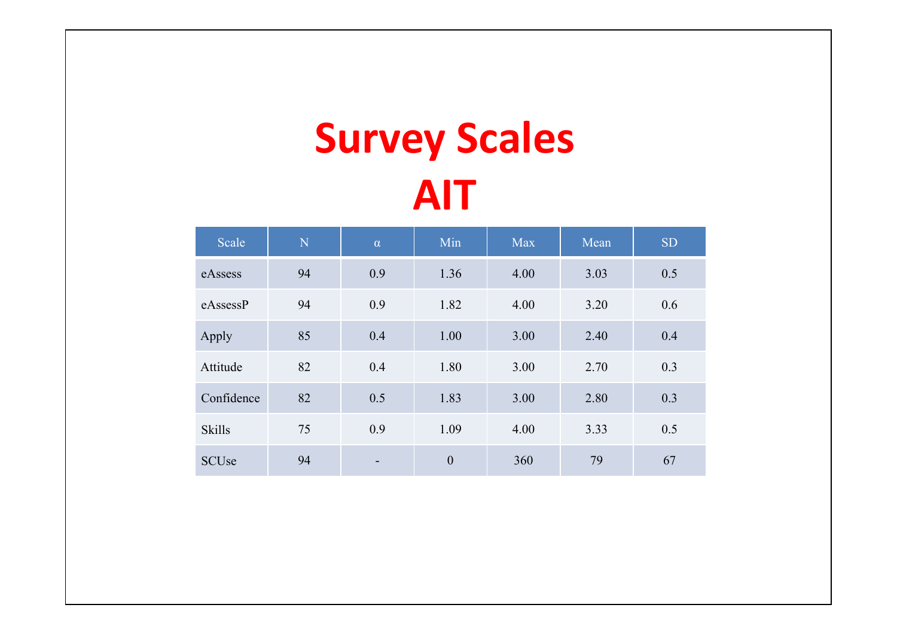# Survey Scales
# AIT

| Scale | N | α | Min | Max | Mean | SD |
|---|---|---|---|---|---|---|
| eAssess | 94 | 0.9 | 1.36 | 4.00 | 3.03 | 0.5 |
| eAssessP | 94 | 0.9 | 1.82 | 4.00 | 3.20 | 0.6 |
| Apply | 85 | 0.4 | 1.00 | 3.00 | 2.40 | 0.4 |
| Attitude | 82 | 0.4 | 1.80 | 3.00 | 2.70 | 0.3 |
| Confidence | 82 | 0.5 | 1.83 | 3.00 | 2.80 | 0.3 |
| Skills | 75 | 0.9 | 1.09 | 4.00 | 3.33 | 0.5 |
| SCUse | 94 | - | 0 | 360 | 79 | 67 |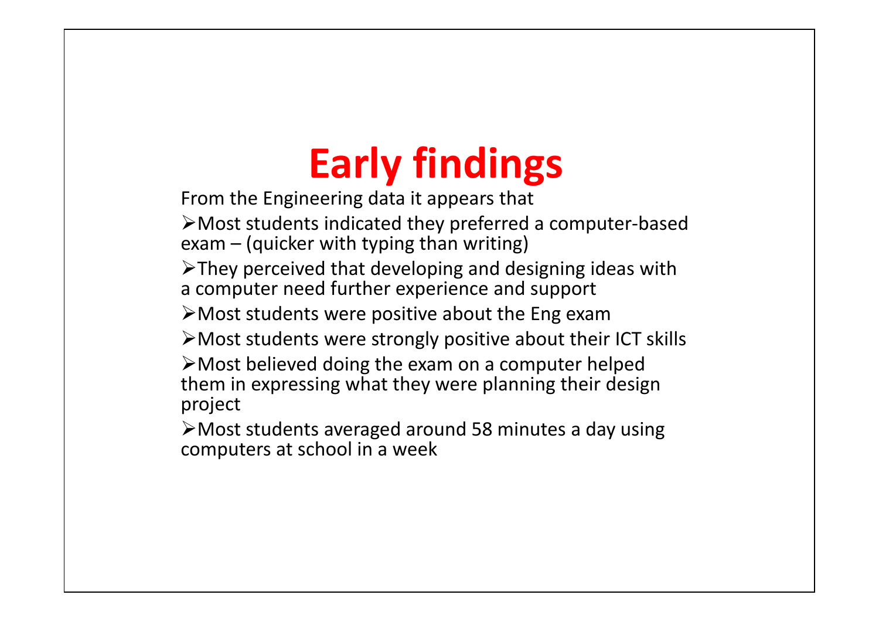# Early findings

From the Engineering data it appears that

- Most students indicated they preferred a computer-based exam – (quicker with typing than writing)
- They perceived that developing and designing ideas with a computer need further experience and support
- Most students were positive about the Eng exam
- Most students were strongly positive about their ICT skills
- Most believed doing the exam on a computer helped them in expressing what they were planning their design project
- Most students averaged around 58 minutes a day using computers at school in a week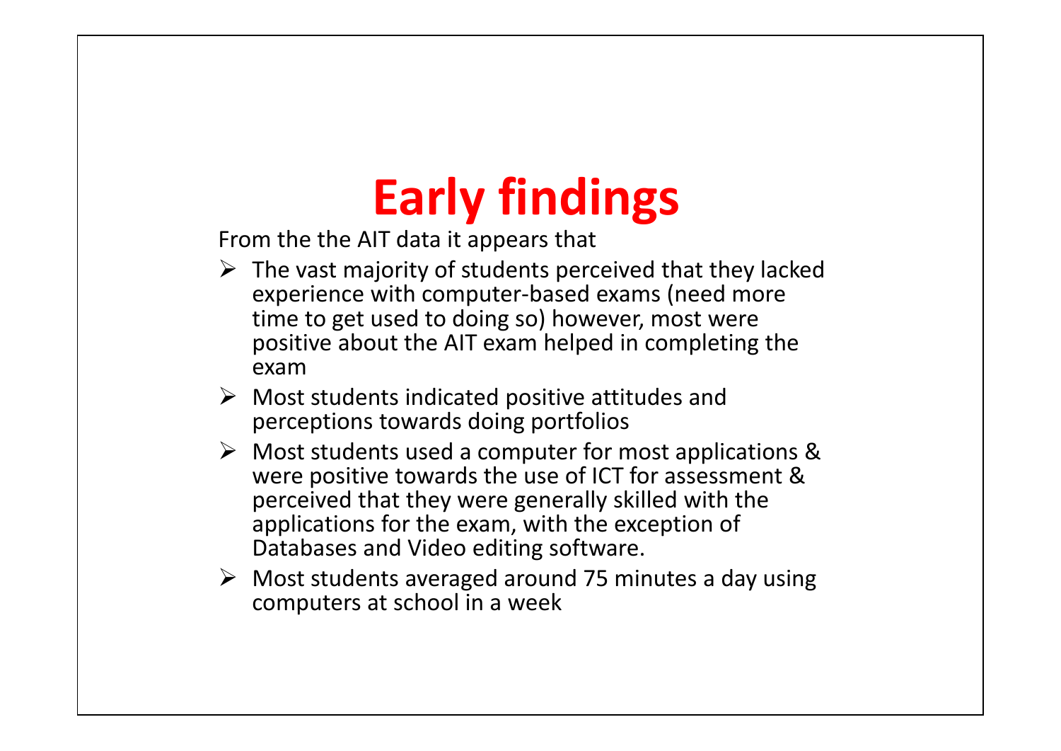# Early findings

From the the AIT data it appears that

- The vast majority of students perceived that they lacked experience with computer-based exams (need more time to get used to doing so) however, most were positive about the AIT exam helped in completing the exam
- Most students indicated positive attitudes and perceptions towards doing portfolios
- Most students used a computer for most applications & were positive towards the use of ICT for assessment & perceived that they were generally skilled with the applications for the exam, with the exception of Databases and Video editing software.
- Most students averaged around 75 minutes a day using computers at school in a week